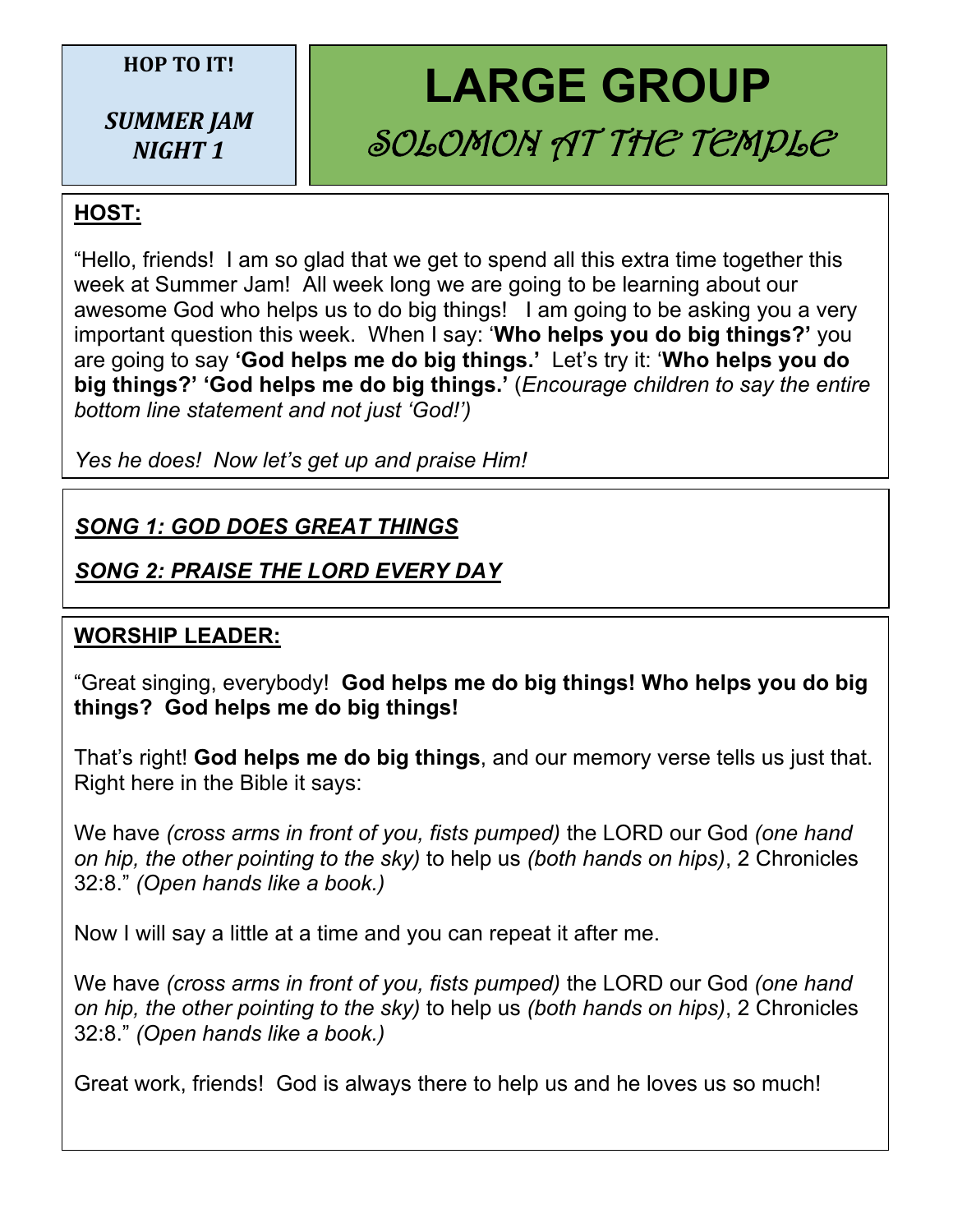**HOP TO IT!**

***SUMMER JAM NIGHT 1***

# LARGE GROUP

## SOLOMON AT THE TEMPLE

**HOST:**

"Hello, friends! I am so glad that we get to spend all this extra time together this week at Summer Jam! All week long we are going to be learning about our awesome God who helps us to do big things! I am going to be asking you a very important question this week. When I say: '**Who helps you do big things?'** you are going to say **'God helps me do big things.'** Let's try it: '**Who helps you do big things?' 'God helps me do big things.'** (*Encourage children to say the entire bottom line statement and not just 'God!')*

*Yes he does! Now let's get up and praise Him!*

***SONG 1: GOD DOES GREAT THINGS***

***SONG 2: PRAISE THE LORD EVERY DAY***

**WORSHIP LEADER:**

"Great singing, everybody! **God helps me do big things! Who helps you do big things? God helps me do big things!**

That's right! **God helps me do big things**, and our memory verse tells us just that. Right here in the Bible it says:

We have *(cross arms in front of you, fists pumped)* the LORD our God *(one hand on hip, the other pointing to the sky)* to help us *(both hands on hips)*, 2 Chronicles 32:8." *(Open hands like a book.)*

Now I will say a little at a time and you can repeat it after me.

We have *(cross arms in front of you, fists pumped)* the LORD our God *(one hand on hip, the other pointing to the sky)* to help us *(both hands on hips)*, 2 Chronicles 32:8." *(Open hands like a book.)*

Great work, friends! God is always there to help us and he loves us so much!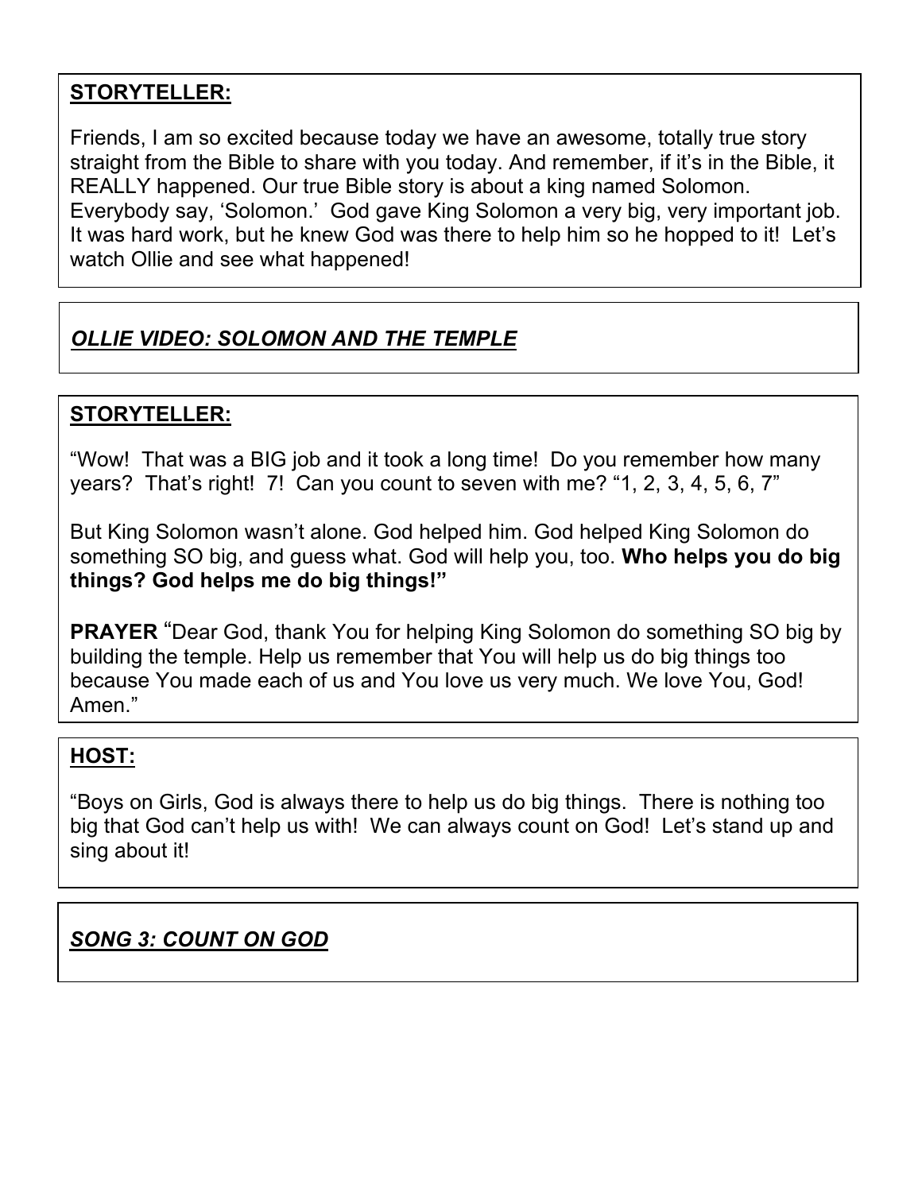**STORYTELLER:**

Friends, I am so excited because today we have an awesome, totally true story straight from the Bible to share with you today. And remember, if it's in the Bible, it REALLY happened. Our true Bible story is about a king named Solomon. Everybody say, 'Solomon.' God gave King Solomon a very big, very important job. It was hard work, but he knew God was there to help him so he hopped to it! Let's watch Ollie and see what happened!

***OLLIE VIDEO: SOLOMON AND THE TEMPLE***

**STORYTELLER:**

"Wow! That was a BIG job and it took a long time! Do you remember how many years? That's right! 7! Can you count to seven with me? "1, 2, 3, 4, 5, 6, 7"

But King Solomon wasn't alone. God helped him. God helped King Solomon do something SO big, and guess what. God will help you, too. **Who helps you do big things? God helps me do big things!"**

**PRAYER** "Dear God, thank You for helping King Solomon do something SO big by building the temple. Help us remember that You will help us do big things too because You made each of us and You love us very much. We love You, God! Amen."

**HOST:**

"Boys on Girls, God is always there to help us do big things. There is nothing too big that God can't help us with! We can always count on God! Let's stand up and sing about it!

***SONG 3: COUNT ON GOD***